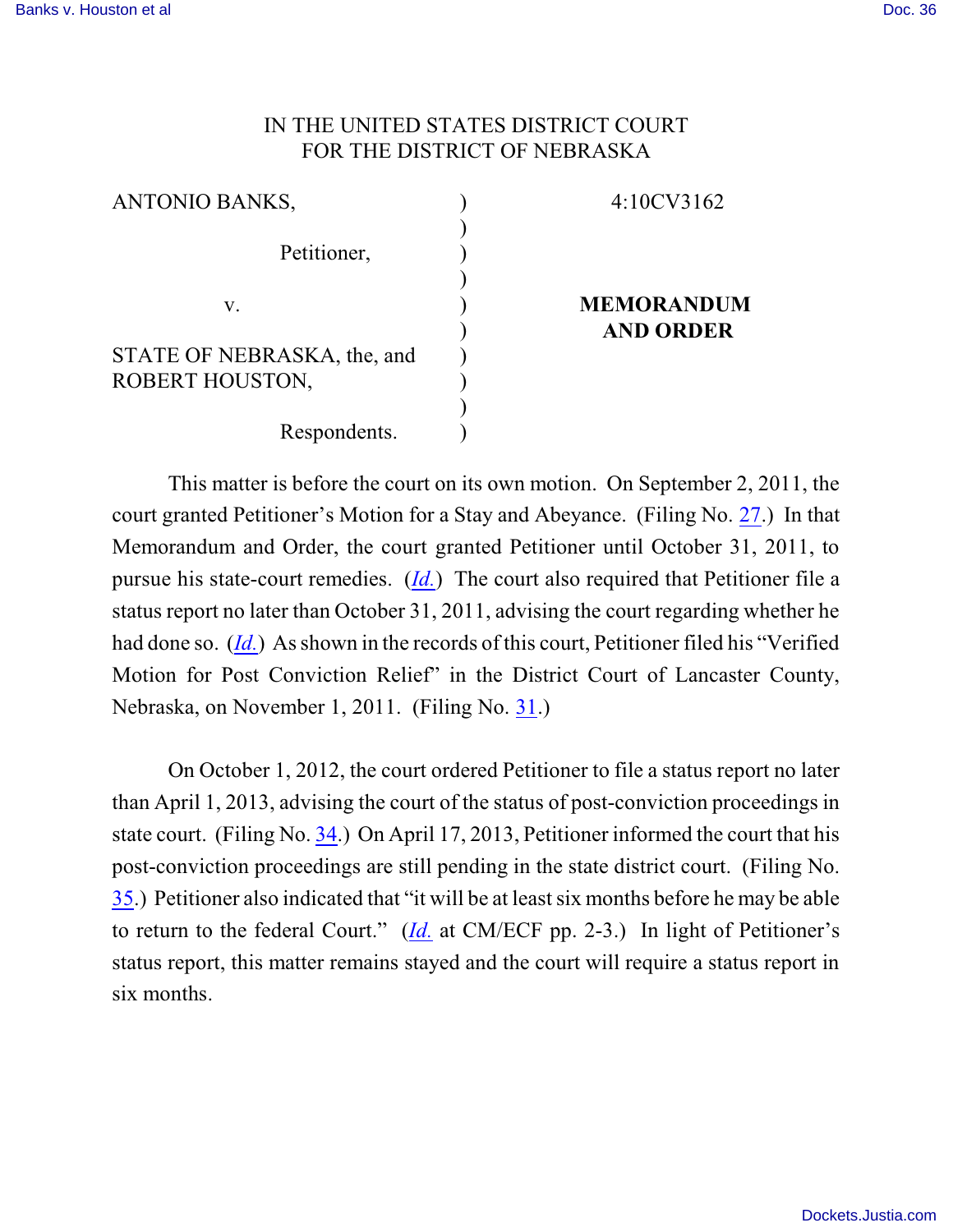IN THE UNITED STATES DISTRICT COURT
FOR THE DISTRICT OF NEBRASKA

| | | |
|---|---|---|
| ANTONIO BANKS, | ) | 4:10CV3162 |
| | ) | |
| Petitioner, | ) | |
| | ) | |
| v. | ) | **MEMORANDUM AND ORDER** |
| | ) | |
| STATE OF NEBRASKA, the, and ROBERT HOUSTON, | ) | |
| | ) | |
| Respondents. | ) | |

This matter is before the court on its own motion. On September 2, 2011, the court granted Petitioner's Motion for a Stay and Abeyance. (Filing No. 27.) In that Memorandum and Order, the court granted Petitioner until October 31, 2011, to pursue his state-court remedies. (*Id.*) The court also required that Petitioner file a status report no later than October 31, 2011, advising the court regarding whether he had done so. (*Id.*) As shown in the records of this court, Petitioner filed his "Verified Motion for Post Conviction Relief" in the District Court of Lancaster County, Nebraska, on November 1, 2011. (Filing No. 31.)

On October 1, 2012, the court ordered Petitioner to file a status report no later than April 1, 2013, advising the court of the status of post-conviction proceedings in state court. (Filing No. 34.) On April 17, 2013, Petitioner informed the court that his post-conviction proceedings are still pending in the state district court. (Filing No. 35.) Petitioner also indicated that "it will be at least six months before he may be able to return to the federal Court." (*Id.* at CM/ECF pp. 2-3.) In light of Petitioner's status report, this matter remains stayed and the court will require a status report in six months.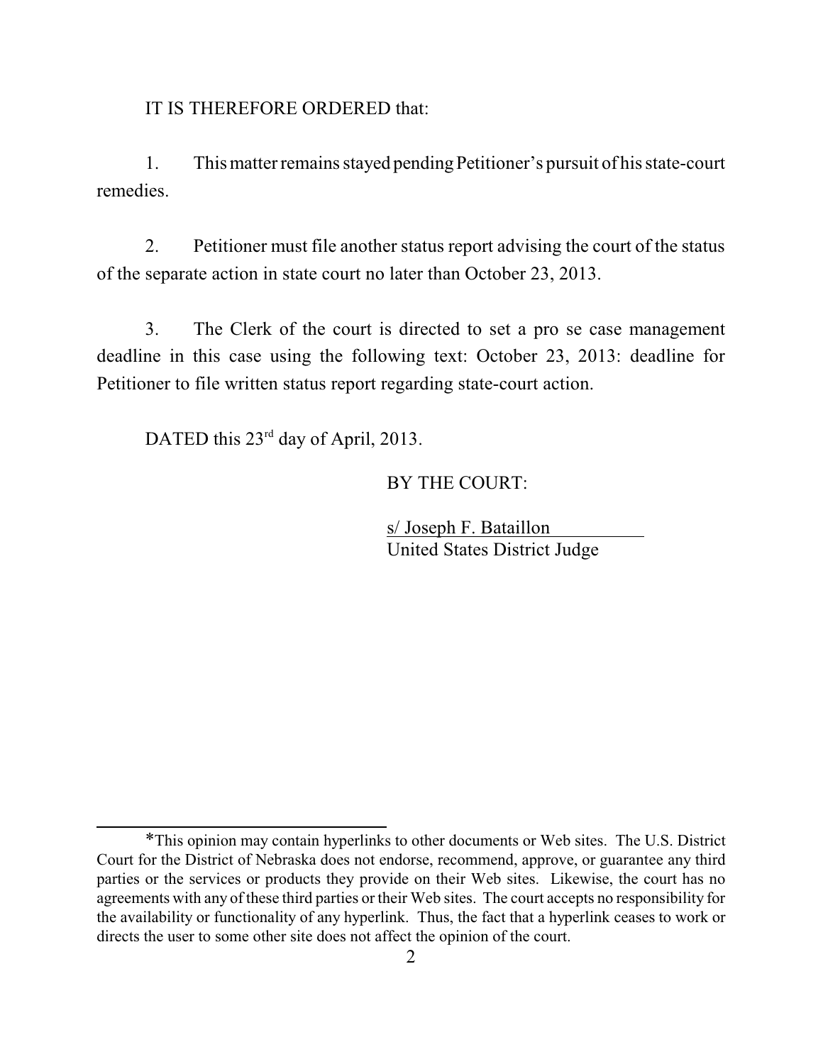IT IS THEREFORE ORDERED that:

1. This matter remains stayed pending Petitioner's pursuit of his state-court remedies.

2. Petitioner must file another status report advising the court of the status of the separate action in state court no later than October 23, 2013.

3. The Clerk of the court is directed to set a pro se case management deadline in this case using the following text: October 23, 2013: deadline for Petitioner to file written status report regarding state-court action.

DATED this 23rd day of April, 2013.

BY THE COURT:

s/ Joseph F. Bataillon
United States District Judge

---

*This opinion may contain hyperlinks to other documents or Web sites. The U.S. District Court for the District of Nebraska does not endorse, recommend, approve, or guarantee any third parties or the services or products they provide on their Web sites. Likewise, the court has no agreements with any of these third parties or their Web sites. The court accepts no responsibility for the availability or functionality of any hyperlink. Thus, the fact that a hyperlink ceases to work or directs the user to some other site does not affect the opinion of the court.